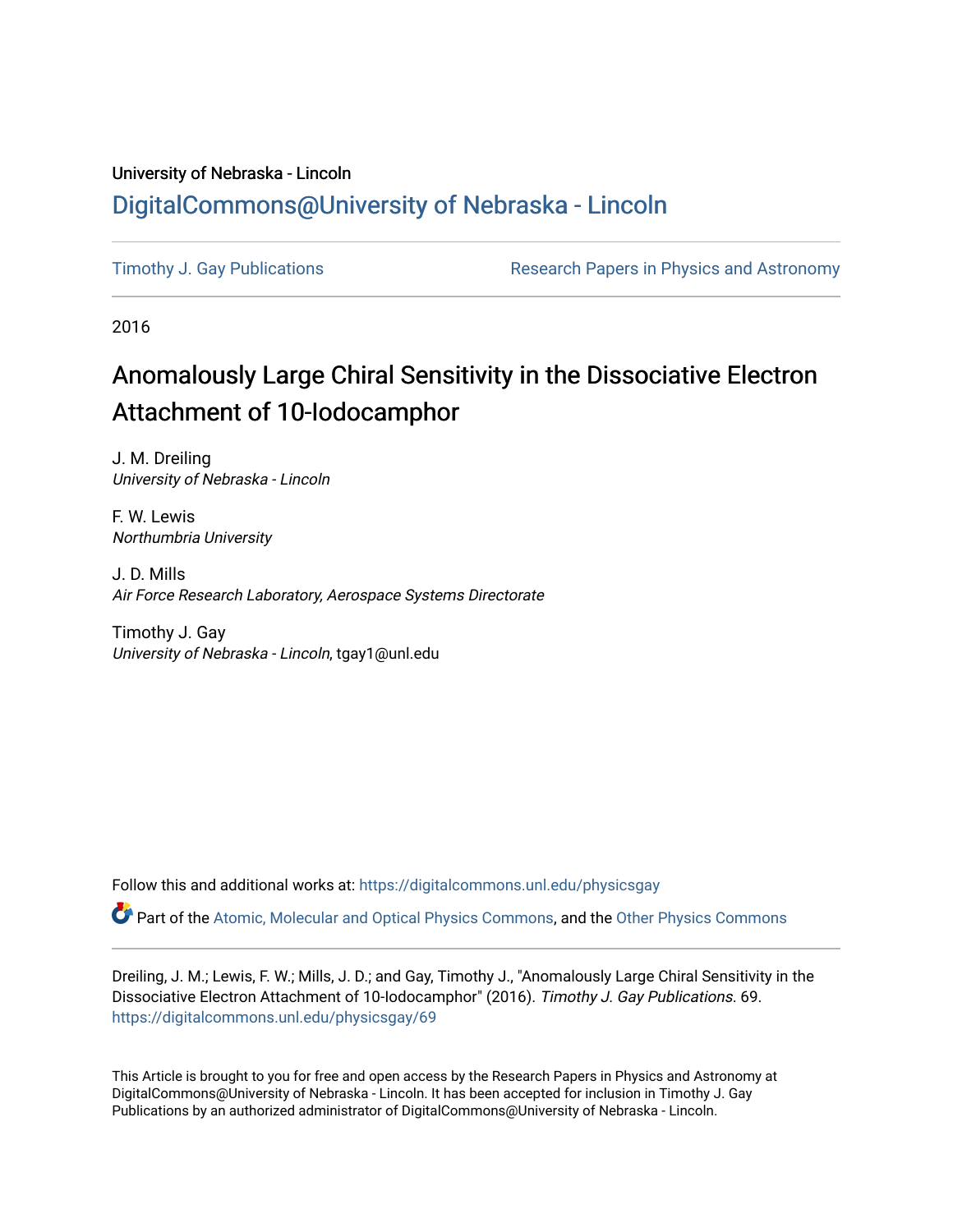University of Nebraska - Lincoln

## DigitalCommons@University of Nebraska - Lincoln

Timothy J. Gay Publications

Research Papers in Physics and Astronomy

2016

# Anomalously Large Chiral Sensitivity in the Dissociative Electron Attachment of 10-Iodocamphor

J. M. Dreiling
*University of Nebraska - Lincoln*

F. W. Lewis
*Northumbria University*

J. D. Mills
*Air Force Research Laboratory, Aerospace Systems Directorate*

Timothy J. Gay
*University of Nebraska - Lincoln*, tgay1@unl.edu

Follow this and additional works at: https://digitalcommons.unl.edu/physicsgay

Part of the Atomic, Molecular and Optical Physics Commons, and the Other Physics Commons

Dreiling, J. M.; Lewis, F. W.; Mills, J. D.; and Gay, Timothy J., "Anomalously Large Chiral Sensitivity in the Dissociative Electron Attachment of 10-Iodocamphor" (2016). *Timothy J. Gay Publications*. 69.
https://digitalcommons.unl.edu/physicsgay/69

This Article is brought to you for free and open access by the Research Papers in Physics and Astronomy at DigitalCommons@University of Nebraska - Lincoln. It has been accepted for inclusion in Timothy J. Gay Publications by an authorized administrator of DigitalCommons@University of Nebraska - Lincoln.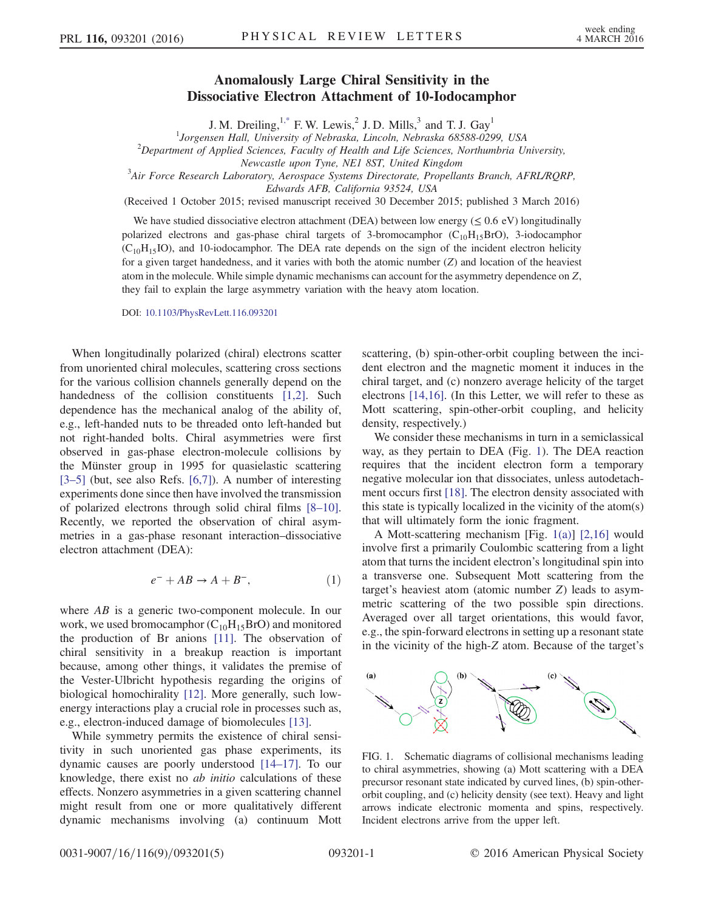# Anomalously Large Chiral Sensitivity in the Dissociative Electron Attachment of 10-Iodocamphor

J. M. Dreiling,[1,*] F. W. Lewis,[2] J. D. Mills,[3] and T. J. Gay[1]

[1]Jorgensen Hall, University of Nebraska, Lincoln, Nebraska 68588-0299, USA

[2]Department of Applied Sciences, Faculty of Health and Life Sciences, Northumbria University, Newcastle upon Tyne, NE1 8ST, United Kingdom

[3]Air Force Research Laboratory, Aerospace Systems Directorate, Propellants Branch, AFRL/RQRP, Edwards AFB, California 93524, USA

(Received 1 October 2015; revised manuscript received 30 December 2015; published 3 March 2016)

We have studied dissociative electron attachment (DEA) between low energy ($\lesssim 0.6$ eV) longitudinally polarized electrons and gas-phase chiral targets of 3-bromocamphor ($C_{10}H_{15}BrO$), 3-iodocamphor ($C_{10}H_{15}IO$), and 10-iodocamphor. The DEA rate depends on the sign of the incident electron helicity for a given target handedness, and it varies with both the atomic number ($Z$) and location of the heaviest atom in the molecule. While simple dynamic mechanisms can account for the asymmetry dependence on $Z$, they fail to explain the large asymmetry variation with the heavy atom location.

DOI: 10.1103/PhysRevLett.116.093201

When longitudinally polarized (chiral) electrons scatter from unoriented chiral molecules, scattering cross sections for the various collision channels generally depend on the handedness of the collision constituents [1,2]. Such dependence has the mechanical analog of the ability of, e.g., left-handed nuts to be threaded onto left-handed but not right-handed bolts. Chiral asymmetries were first observed in gas-phase electron-molecule collisions by the Münster group in 1995 for quasielastic scattering [3–5] (but, see also Refs. [6,7]). A number of interesting experiments done since then have involved the transmission of polarized electrons through solid chiral films [8–10]. Recently, we reported the observation of chiral asymmetries in a gas-phase resonant interaction–dissociative electron attachment (DEA):

$$e^- + AB \rightarrow A + B^-, \tag{1}$$

where $AB$ is a generic two-component molecule. In our work, we used bromocamphor ($C_{10}H_{15}BrO$) and monitored the production of Br anions [11]. The observation of chiral sensitivity in a breakup reaction is important because, among other things, it validates the premise of the Vester-Ulbricht hypothesis regarding the origins of biological homochirality [12]. More generally, such low-energy interactions play a crucial role in processes such as, e.g., electron-induced damage of biomolecules [13].

While symmetry permits the existence of chiral sensitivity in such unoriented gas phase experiments, its dynamic causes are poorly understood [14–17]. To our knowledge, there exist no *ab initio* calculations of these effects. Nonzero asymmetries in a given scattering channel might result from one or more qualitatively different dynamic mechanisms involving (a) continuum Mott scattering, (b) spin-other-orbit coupling between the incident electron and the magnetic moment it induces in the chiral target, and (c) nonzero average helicity of the target electrons [14,16]. (In this Letter, we will refer to these as Mott scattering, spin-other-orbit coupling, and helicity density, respectively.)

We consider these mechanisms in turn in a semiclassical way, as they pertain to DEA (Fig. 1). The DEA reaction requires that the incident electron form a temporary negative molecular ion that dissociates, unless autodetachment occurs first [18]. The electron density associated with this state is typically localized in the vicinity of the atom(s) that will ultimately form the ionic fragment.

A Mott-scattering mechanism [Fig. 1(a)] [2,16] would involve first a primarily Coulombic scattering from a light atom that turns the incident electron's longitudinal spin into a transverse one. Subsequent Mott scattering from the target's heaviest atom (atomic number $Z$) leads to asymmetric scattering of the two possible spin directions. Averaged over all target orientations, this would favor, e.g., the spin-forward electrons in setting up a resonant state in the vicinity of the high-$Z$ atom. Because of the target's

FIG. 1. Schematic diagrams of collisional mechanisms leading to chiral asymmetries, showing (a) Mott scattering with a DEA precursor resonant state indicated by curved lines, (b) spin-other-orbit coupling, and (c) helicity density (see text). Heavy and light arrows indicate electronic momenta and spins, respectively. Incident electrons arrive from the upper left.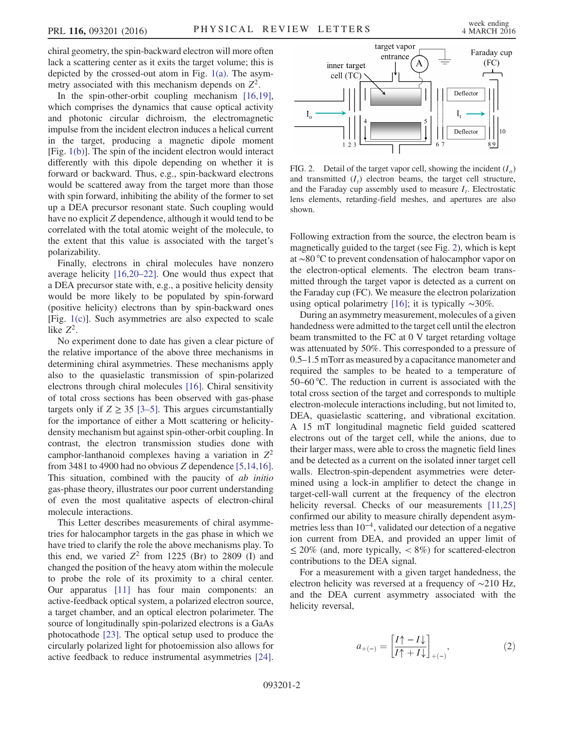chiral geometry, the spin-backward electron will more often lack a scattering center as it exits the target volume; this is depicted by the crossed-out atom in Fig. 1(a). The asymmetry associated with this mechanism depends on $Z^2$.

In the spin-other-orbit coupling mechanism [16,19], which comprises the dynamics that cause optical activity and photonic circular dichroism, the electromagnetic impulse from the incident electron induces a helical current in the target, producing a magnetic dipole moment [Fig. 1(b)]. The spin of the incident electron would interact differently with this dipole depending on whether it is forward or backward. Thus, e.g., spin-backward electrons would be scattered away from the target more than those with spin forward, inhibiting the ability of the former to set up a DEA precursor resonant state. Such coupling would have no explicit $Z$ dependence, although it would tend to be correlated with the total atomic weight of the molecule, to the extent that this value is associated with the target's polarizability.

Finally, electrons in chiral molecules have nonzero average helicity [16,20–22]. One would thus expect that a DEA precursor state with, e.g., a positive helicity density would be more likely to be populated by spin-forward (positive helicity) electrons than by spin-backward ones [Fig. 1(c)]. Such asymmetries are also expected to scale like $Z^2$.

No experiment done to date has given a clear picture of the relative importance of the above three mechanisms in determining chiral asymmetries. These mechanisms apply also to the quasielastic transmission of spin-polarized electrons through chiral molecules [16]. Chiral sensitivity of total cross sections has been observed with gas-phase targets only if $Z \geq 35$ [3–5]. This argues circumstantially for the importance of either a Mott scattering or helicity-density mechanism but against spin-other-orbit coupling. In contrast, the electron transmission studies done with camphor-lanthanoid complexes having a variation in $Z^2$ from 3481 to 4900 had no obvious $Z$ dependence [5,14,16]. This situation, combined with the paucity of *ab initio* gas-phase theory, illustrates our poor current understanding of even the most qualitative aspects of electron-chiral molecule interactions.

This Letter describes measurements of chiral asymmetries for halocamphor targets in the gas phase in which we have tried to clarify the role the above mechanisms play. To this end, we varied $Z^2$ from 1225 (Br) to 2809 (I) and changed the position of the heavy atom within the molecule to probe the role of its proximity to a chiral center. Our apparatus [11] has four main components: an active-feedback optical system, a polarized electron source, a target chamber, and an optical electron polarimeter. The source of longitudinally spin-polarized electrons is a GaAs photocathode [23]. The optical setup used to produce the circularly polarized light for photoemission also allows for active feedback to reduce instrumental asymmetries [24].

FIG. 2. Detail of the target vapor cell, showing the incident ($I_o$) and transmitted ($I_t$) electron beams, the target cell structure, and the Faraday cup assembly used to measure $I_t$. Electrostatic lens elements, retarding-field meshes, and apertures are also shown.

Following extraction from the source, the electron beam is magnetically guided to the target (see Fig. 2), which is kept at ~80 °C to prevent condensation of halocamphor vapor on the electron-optical elements. The electron beam transmitted through the target vapor is detected as a current on the Faraday cup (FC). We measure the electron polarization using optical polarimetry [16]; it is typically ~30%.

During an asymmetry measurement, molecules of a given handedness were admitted to the target cell until the electron beam transmitted to the FC at 0 V target retarding voltage was attenuated by 50%. This corresponded to a pressure of 0.5–1.5 mTorr as measured by a capacitance manometer and required the samples to be heated to a temperature of 50–60 °C. The reduction in current is associated with the total cross section of the target and corresponds to multiple electron-molecule interactions including, but not limited to, DEA, quasielastic scattering, and vibrational excitation. A 15 mT longitudinal magnetic field guided scattered electrons out of the target cell, while the anions, due to their larger mass, were able to cross the magnetic field lines and be detected as a current on the isolated inner target cell walls. Electron-spin-dependent asymmetries were determined using a lock-in amplifier to detect the change in target-cell-wall current at the frequency of the electron helicity reversal. Checks of our measurements [11,25] confirmed our ability to measure chirally dependent asymmetries less than $10^{-4}$, validated our detection of a negative ion current from DEA, and provided an upper limit of $\leq 20\%$ (and, more typically, $< 8\%$) for scattered-electron contributions to the DEA signal.

For a measurement with a given target handedness, the electron helicity was reversed at a frequency of ~210 Hz, and the DEA current asymmetry associated with the helicity reversal,

$$a_{+(-)} = \left[\frac{I\uparrow - I\downarrow}{I\uparrow + I\downarrow}\right]_{+(-)}, \tag{2}$$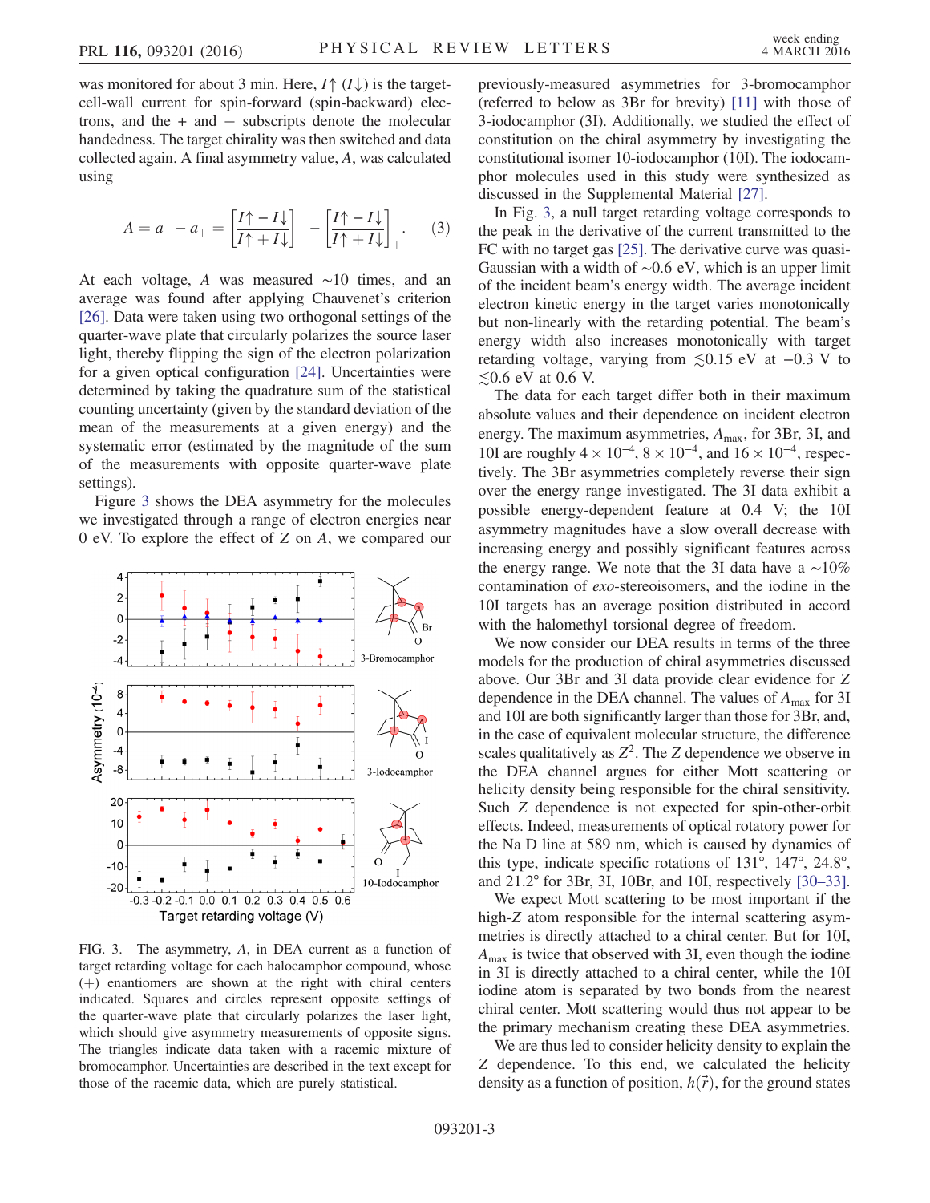was monitored for about 3 min. Here, $I\uparrow$ ($I\downarrow$) is the target-cell-wall current for spin-forward (spin-backward) electrons, and the + and − subscripts denote the molecular handedness. The target chirality was then switched and data collected again. A final asymmetry value, $A$, was calculated using

$$A = a_- - a_+ = \left[\frac{I\uparrow - I\downarrow}{I\uparrow + I\downarrow}\right]_- - \left[\frac{I\uparrow - I\downarrow}{I\uparrow + I\downarrow}\right]_+. \qquad (3)$$

At each voltage, $A$ was measured ~10 times, and an average was found after applying Chauvenet's criterion [26]. Data were taken using two orthogonal settings of the quarter-wave plate that circularly polarizes the source laser light, thereby flipping the sign of the electron polarization for a given optical configuration [24]. Uncertainties were determined by taking the quadrature sum of the statistical counting uncertainty (given by the standard deviation of the mean of the measurements at a given energy) and the systematic error (estimated by the magnitude of the sum of the measurements with opposite quarter-wave plate settings).

Figure 3 shows the DEA asymmetry for the molecules we investigated through a range of electron energies near 0 eV. To explore the effect of $Z$ on $A$, we compared our previously-measured asymmetries for 3-bromocamphor (referred to below as 3Br for brevity) [11] with those of 3-iodocamphor (3I). Additionally, we studied the effect of constitution on the chiral asymmetry by investigating the constitutional isomer 10-iodocamphor (10I). The iodocamphor molecules used in this study were synthesized as discussed in the Supplemental Material [27].

FIG. 3. The asymmetry, $A$, in DEA current as a function of target retarding voltage for each halocamphor compound, whose (+) enantiomers are shown at the right with chiral centers indicated. Squares and circles represent opposite settings of the quarter-wave plate that circularly polarizes the laser light, which should give asymmetry measurements of opposite signs. The triangles indicate data taken with a racemic mixture of bromocamphor. Uncertainties are described in the text except for those of the racemic data, which are purely statistical.

In Fig. 3, a null target retarding voltage corresponds to the peak in the derivative of the current transmitted to the FC with no target gas [25]. The derivative curve was quasi-Gaussian with a width of ~0.6 eV, which is an upper limit of the incident beam's energy width. The average incident electron kinetic energy in the target varies monotonically but non-linearly with the retarding potential. The beam's energy width also increases monotonically with target retarding voltage, varying from $\lesssim 0.15$ eV at −0.3 V to $\lesssim 0.6$ eV at 0.6 V.

The data for each target differ both in their maximum absolute values and their dependence on incident electron energy. The maximum asymmetries, $A_{\max}$, for 3Br, 3I, and 10I are roughly $4 \times 10^{-4}$, $8 \times 10^{-4}$, and $16 \times 10^{-4}$, respectively. The 3Br asymmetries completely reverse their sign over the energy range investigated. The 3I data exhibit a possible energy-dependent feature at 0.4 V; the 10I asymmetry magnitudes have a slow overall decrease with increasing energy and possibly significant features across the energy range. We note that the 3I data have a ~10% contamination of *exo*-stereoisomers, and the iodine in the 10I targets has an average position distributed in accord with the halomethyl torsional degree of freedom.

We now consider our DEA results in terms of the three models for the production of chiral asymmetries discussed above. Our 3Br and 3I data provide clear evidence for $Z$ dependence in the DEA channel. The values of $A_{\max}$ for 3I and 10I are both significantly larger than those for 3Br, and, in the case of equivalent molecular structure, the difference scales qualitatively as $Z^2$. The $Z$ dependence we observe in the DEA channel argues for either Mott scattering or helicity density being responsible for the chiral sensitivity. Such $Z$ dependence is not expected for spin-other-orbit effects. Indeed, measurements of optical rotatory power for the Na D line at 589 nm, which is caused by dynamics of this type, indicate specific rotations of 131°, 147°, 24.8°, and 21.2° for 3Br, 3I, 10Br, and 10I, respectively [30–33].

We expect Mott scattering to be most important if the high-$Z$ atom responsible for the internal scattering asymmetries is directly attached to a chiral center. But for 10I, $A_{\max}$ is twice that observed with 3I, even though the iodine in 3I is directly attached to a chiral center, while the 10I iodine atom is separated by two bonds from the nearest chiral center. Mott scattering would thus not appear to be the primary mechanism creating these DEA asymmetries.

We are thus led to consider helicity density to explain the $Z$ dependence. To this end, we calculated the helicity density as a function of position, $h(\vec{r})$, for the ground states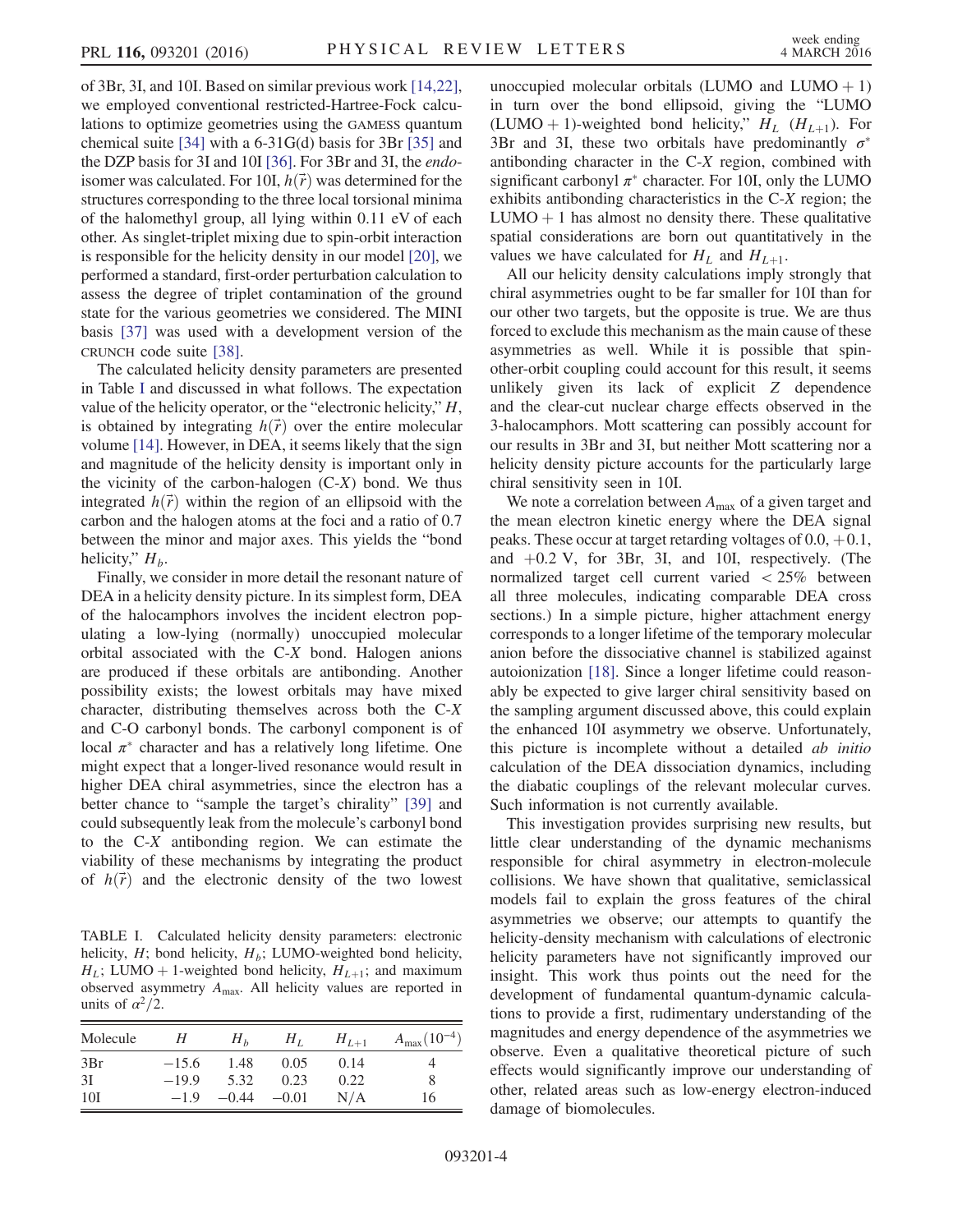of 3Br, 3I, and 10I. Based on similar previous work [14,22], we employed conventional restricted-Hartree-Fock calculations to optimize geometries using the GAMESS quantum chemical suite [34] with a 6-31G(d) basis for 3Br [35] and the DZP basis for 3I and 10I [36]. For 3Br and 3I, the *endo*-isomer was calculated. For 10I, $h(\vec{r})$ was determined for the structures corresponding to the three local torsional minima of the halomethyl group, all lying within 0.11 eV of each other. As singlet-triplet mixing due to spin-orbit interaction is responsible for the helicity density in our model [20], we performed a standard, first-order perturbation calculation to assess the degree of triplet contamination of the ground state for the various geometries we considered. The MINI basis [37] was used with a development version of the CRUNCH code suite [38].

The calculated helicity density parameters are presented in Table I and discussed in what follows. The expectation value of the helicity operator, or the "electronic helicity," $H$, is obtained by integrating $h(\vec{r})$ over the entire molecular volume [14]. However, in DEA, it seems likely that the sign and magnitude of the helicity density is important only in the vicinity of the carbon-halogen (C-$X$) bond. We thus integrated $h(\vec{r})$ within the region of an ellipsoid with the carbon and the halogen atoms at the foci and a ratio of 0.7 between the minor and major axes. This yields the "bond helicity," $H_b$.

Finally, we consider in more detail the resonant nature of DEA in a helicity density picture. In its simplest form, DEA of the halocamphors involves the incident electron populating a low-lying (normally) unoccupied molecular orbital associated with the C-$X$ bond. Halogen anions are produced if these orbitals are antibonding. Another possibility exists; the lowest orbitals may have mixed character, distributing themselves across both the C-$X$ and C-O carbonyl bonds. The carbonyl component is of local $\pi^*$ character and has a relatively long lifetime. One might expect that a longer-lived resonance would result in higher DEA chiral asymmetries, since the electron has a better chance to "sample the target's chirality" [39] and could subsequently leak from the molecule's carbonyl bond to the C-$X$ antibonding region. We can estimate the viability of these mechanisms by integrating the product of $h(\vec{r})$ and the electronic density of the two lowest unoccupied molecular orbitals (LUMO and LUMO + 1) in turn over the bond ellipsoid, giving the "LUMO (LUMO + 1)-weighted bond helicity," $H_L$ ($H_{L+1}$). For 3Br and 3I, these two orbitals have predominantly $\sigma^*$ antibonding character in the C-$X$ region, combined with significant carbonyl $\pi^*$ character. For 10I, only the LUMO exhibits antibonding characteristics in the C-$X$ region; the LUMO + 1 has almost no density there. These qualitative spatial considerations are born out quantitatively in the values we have calculated for $H_L$ and $H_{L+1}$.

TABLE I. Calculated helicity density parameters: electronic helicity, $H$; bond helicity, $H_b$; LUMO-weighted bond helicity, $H_L$; LUMO + 1-weighted bond helicity, $H_{L+1}$; and maximum observed asymmetry $A_{\max}$. All helicity values are reported in units of $\alpha^2/2$.

| Molecule | $H$ | $H_b$ | $H_L$ | $H_{L+1}$ | $A_{\max}(10^{-4})$ |
|---|---|---|---|---|---|
| 3Br | −15.6 | 1.48 | 0.05 | 0.14 | 4 |
| 3I | −19.9 | 5.32 | 0.23 | 0.22 | 8 |
| 10I | −1.9 | −0.44 | −0.01 | N/A | 16 |

All our helicity density calculations imply strongly that chiral asymmetries ought to be far smaller for 10I than for our other two targets, but the opposite is true. We are thus forced to exclude this mechanism as the main cause of these asymmetries as well. While it is possible that spin-other-orbit coupling could account for this result, it seems unlikely given its lack of explicit $Z$ dependence and the clear-cut nuclear charge effects observed in the 3-halocamphors. Mott scattering can possibly account for our results in 3Br and 3I, but neither Mott scattering nor a helicity density picture accounts for the particularly large chiral sensitivity seen in 10I.

We note a correlation between $A_{\max}$ of a given target and the mean electron kinetic energy where the DEA signal peaks. These occur at target retarding voltages of 0.0, +0.1, and +0.2 V, for 3Br, 3I, and 10I, respectively. (The normalized target cell current varied < 25% between all three molecules, indicating comparable DEA cross sections.) In a simple picture, higher attachment energy corresponds to a longer lifetime of the temporary molecular anion before the dissociative channel is stabilized against autoionization [18]. Since a longer lifetime could reasonably be expected to give larger chiral sensitivity based on the sampling argument discussed above, this could explain the enhanced 10I asymmetry we observe. Unfortunately, this picture is incomplete without a detailed *ab initio* calculation of the DEA dissociation dynamics, including the diabatic couplings of the relevant molecular curves. Such information is not currently available.

This investigation provides surprising new results, but little clear understanding of the dynamic mechanisms responsible for chiral asymmetry in electron-molecule collisions. We have shown that qualitative, semiclassical models fail to explain the gross features of the chiral asymmetries we observe; our attempts to quantify the helicity-density mechanism with calculations of electronic helicity parameters have not significantly improved our insight. This work thus points out the need for the development of fundamental quantum-dynamic calculations to provide a first, rudimentary understanding of the magnitudes and energy dependence of the asymmetries we observe. Even a qualitative theoretical picture of such effects would significantly improve our understanding of other, related areas such as low-energy electron-induced damage of biomolecules.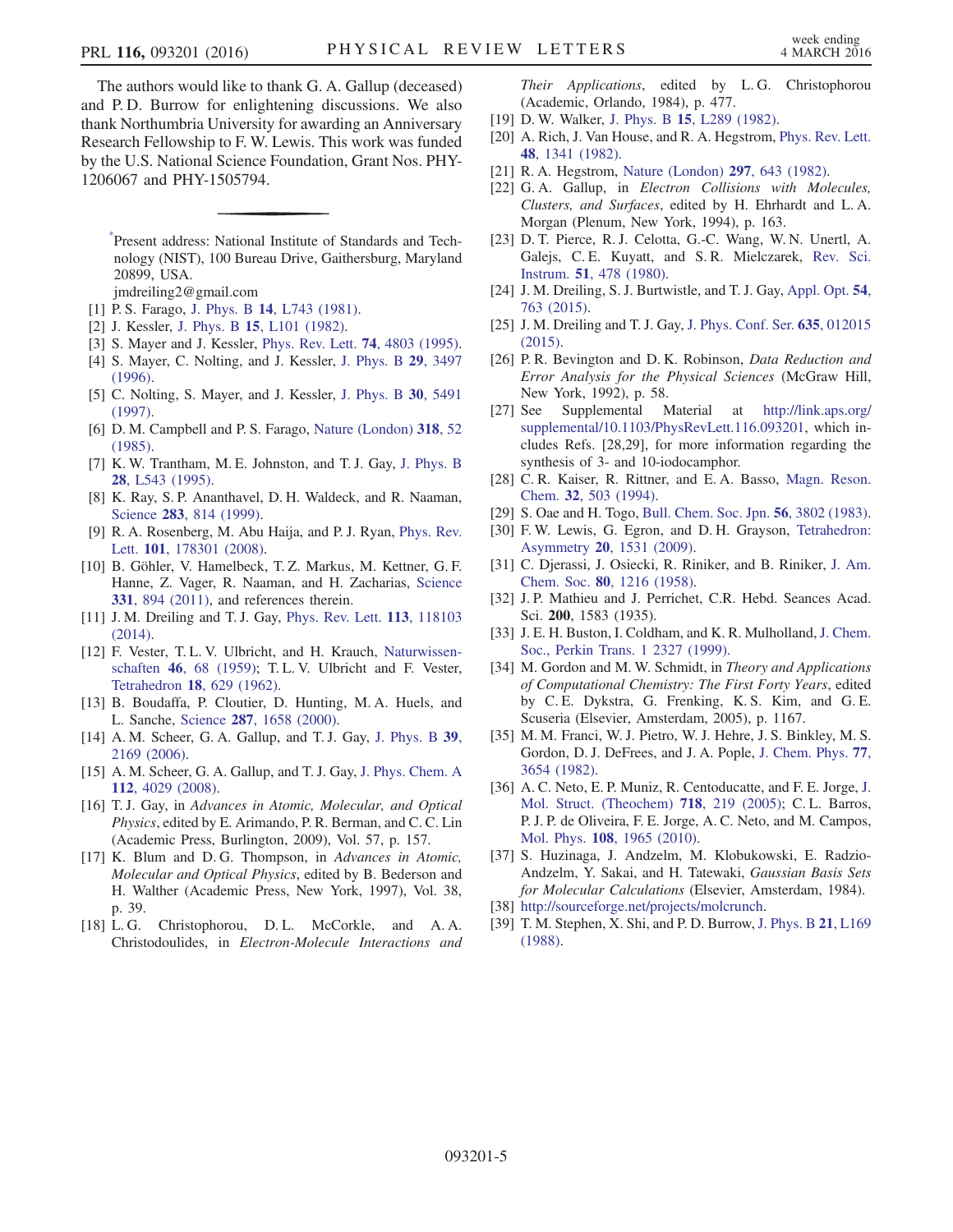The authors would like to thank G. A. Gallup (deceased) and P. D. Burrow for enlightening discussions. We also thank Northumbria University for awarding an Anniversary Research Fellowship to F. W. Lewis. This work was funded by the U.S. National Science Foundation, Grant Nos. PHY-1206067 and PHY-1505794.

---

*Present address: National Institute of Standards and Technology (NIST), 100 Bureau Drive, Gaithersburg, Maryland 20899, USA.
jmdreiling2@gmail.com

[1] P. S. Farago, J. Phys. B **14**, L743 (1981).
[2] J. Kessler, J. Phys. B **15**, L101 (1982).
[3] S. Mayer and J. Kessler, Phys. Rev. Lett. **74**, 4803 (1995).
[4] S. Mayer, C. Nolting, and J. Kessler, J. Phys. B **29**, 3497 (1996).
[5] C. Nolting, S. Mayer, and J. Kessler, J. Phys. B **30**, 5491 (1997).
[6] D. M. Campbell and P. S. Farago, Nature (London) **318**, 52 (1985).
[7] K. W. Trantham, M. E. Johnston, and T. J. Gay, J. Phys. B **28**, L543 (1995).
[8] K. Ray, S. P. Ananthavel, D. H. Waldeck, and R. Naaman, Science **283**, 814 (1999).
[9] R. A. Rosenberg, M. Abu Haija, and P. J. Ryan, Phys. Rev. Lett. **101**, 178301 (2008).
[10] B. Göhler, V. Hamelbeck, T. Z. Markus, M. Kettner, G. F. Hanne, Z. Vager, R. Naaman, and H. Zacharias, Science **331**, 894 (2011), and references therein.
[11] J. M. Dreiling and T. J. Gay, Phys. Rev. Lett. **113**, 118103 (2014).
[12] F. Vester, T. L. V. Ulbricht, and H. Krauch, Naturwissenschaften **46**, 68 (1959); T. L. V. Ulbricht and F. Vester, Tetrahedron **18**, 629 (1962).
[13] B. Boudaffa, P. Cloutier, D. Hunting, M. A. Huels, and L. Sanche, Science **287**, 1658 (2000).
[14] A. M. Scheer, G. A. Gallup, and T. J. Gay, J. Phys. B **39**, 2169 (2006).
[15] A. M. Scheer, G. A. Gallup, and T. J. Gay, J. Phys. Chem. A **112**, 4029 (2008).
[16] T. J. Gay, in *Advances in Atomic, Molecular, and Optical Physics*, edited by E. Arimando, P. R. Berman, and C. C. Lin (Academic Press, Burlington, 2009), Vol. 57, p. 157.
[17] K. Blum and D. G. Thompson, in *Advances in Atomic, Molecular and Optical Physics*, edited by B. Bederson and H. Walther (Academic Press, New York, 1997), Vol. 38, p. 39.
[18] L. G. Christophorou, D. L. McCorkle, and A. A. Christodoulides, in *Electron-Molecule Interactions and Their Applications*, edited by L. G. Christophorou (Academic, Orlando, 1984), p. 477.
[19] D. W. Walker, J. Phys. B **15**, L289 (1982).
[20] A. Rich, J. Van House, and R. A. Hegstrom, Phys. Rev. Lett. **48**, 1341 (1982).
[21] R. A. Hegstrom, Nature (London) **297**, 643 (1982).
[22] G. A. Gallup, in *Electron Collisions with Molecules, Clusters, and Surfaces*, edited by H. Ehrhardt and L. A. Morgan (Plenum, New York, 1994), p. 163.
[23] D. T. Pierce, R. J. Celotta, G.-C. Wang, W. N. Unertl, A. Galejs, C. E. Kuyatt, and S. R. Mielczarek, Rev. Sci. Instrum. **51**, 478 (1980).
[24] J. M. Dreiling, S. J. Burtwistle, and T. J. Gay, Appl. Opt. **54**, 763 (2015).
[25] J. M. Dreiling and T. J. Gay, J. Phys. Conf. Ser. **635**, 012015 (2015).
[26] P. R. Bevington and D. K. Robinson, *Data Reduction and Error Analysis for the Physical Sciences* (McGraw Hill, New York, 1992), p. 58.
[27] See Supplemental Material at http://link.aps.org/supplemental/10.1103/PhysRevLett.116.093201, which includes Refs. [28,29], for more information regarding the synthesis of 3- and 10-iodocamphor.
[28] C. R. Kaiser, R. Rittner, and E. A. Basso, Magn. Reson. Chem. **32**, 503 (1994).
[29] S. Oae and H. Togo, Bull. Chem. Soc. Jpn. **56**, 3802 (1983).
[30] F. W. Lewis, G. Egron, and D. H. Grayson, Tetrahedron: Asymmetry **20**, 1531 (2009).
[31] C. Djerassi, J. Osiecki, R. Riniker, and B. Riniker, J. Am. Chem. Soc. **80**, 1216 (1958).
[32] J. P. Mathieu and J. Perrichet, C.R. Hebd. Seances Acad. Sci. **200**, 1583 (1935).
[33] J. E. H. Buston, I. Coldham, and K. R. Mulholland, J. Chem. Soc., Perkin Trans. 1 2327 (1999).
[34] M. Gordon and M. W. Schmidt, in *Theory and Applications of Computational Chemistry: The First Forty Years*, edited by C. E. Dykstra, G. Frenking, K. S. Kim, and G. E. Scuseria (Elsevier, Amsterdam, 2005), p. 1167.
[35] M. M. Franci, W. J. Pietro, W. J. Hehre, J. S. Binkley, M. S. Gordon, D. J. DeFrees, and J. A. Pople, J. Chem. Phys. **77**, 3654 (1982).
[36] A. C. Neto, E. P. Muniz, R. Centoducatte, and F. E. Jorge, J. Mol. Struct. (Theochem) **718**, 219 (2005); C. L. Barros, P. J. P. de Oliveira, F. E. Jorge, A. C. Neto, and M. Campos, Mol. Phys. **108**, 1965 (2010).
[37] S. Huzinaga, J. Andzelm, M. Klobukowski, E. Radzio-Andzelm, Y. Sakai, and H. Tatewaki, *Gaussian Basis Sets for Molecular Calculations* (Elsevier, Amsterdam, 1984).
[38] http://sourceforge.net/projects/molcrunch.
[39] T. M. Stephen, X. Shi, and P. D. Burrow, J. Phys. B **21**, L169 (1988).